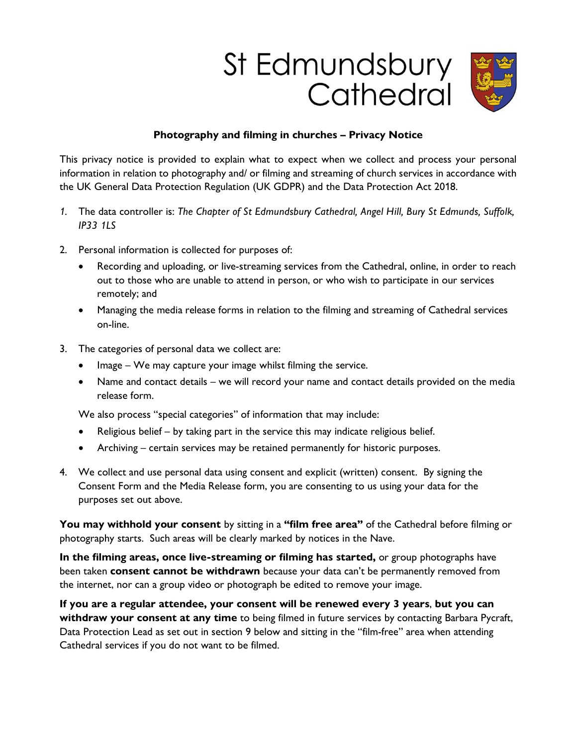# St Edmundsbury Cathedral

**Photography and filming in churches – Privacy Notice**

This privacy notice is provided to explain what to expect when we collect and process your personal information in relation to photography and/ or filming and streaming of church services in accordance with the UK General Data Protection Regulation (UK GDPR) and the Data Protection Act 2018.

1. The data controller is: *The Chapter of St Edmundsbury Cathedral, Angel Hill, Bury St Edmunds, Suffolk, IP33 1LS*

2. Personal information is collected for purposes of:
   - Recording and uploading, or live-streaming services from the Cathedral, online, in order to reach out to those who are unable to attend in person, or who wish to participate in our services remotely; and
   - Managing the media release forms in relation to the filming and streaming of Cathedral services on-line.

3. The categories of personal data we collect are:
   - Image – We may capture your image whilst filming the service.
   - Name and contact details – we will record your name and contact details provided on the media release form.

   We also process "special categories" of information that may include:
   - Religious belief – by taking part in the service this may indicate religious belief.
   - Archiving – certain services may be retained permanently for historic purposes.

4. We collect and use personal data using consent and explicit (written) consent. By signing the Consent Form and the Media Release form, you are consenting to us using your data for the purposes set out above.

**You may withhold your consent** by sitting in a **"film free area"** of the Cathedral before filming or photography starts. Such areas will be clearly marked by notices in the Nave.

**In the filming areas, once live-streaming or filming has started,** or group photographs have been taken **consent cannot be withdrawn** because your data can't be permanently removed from the internet, nor can a group video or photograph be edited to remove your image.

**If you are a regular attendee, your consent will be renewed every 3 years**, **but you can withdraw your consent at any time** to being filmed in future services by contacting Barbara Pycraft, Data Protection Lead as set out in section 9 below and sitting in the "film-free" area when attending Cathedral services if you do not want to be filmed.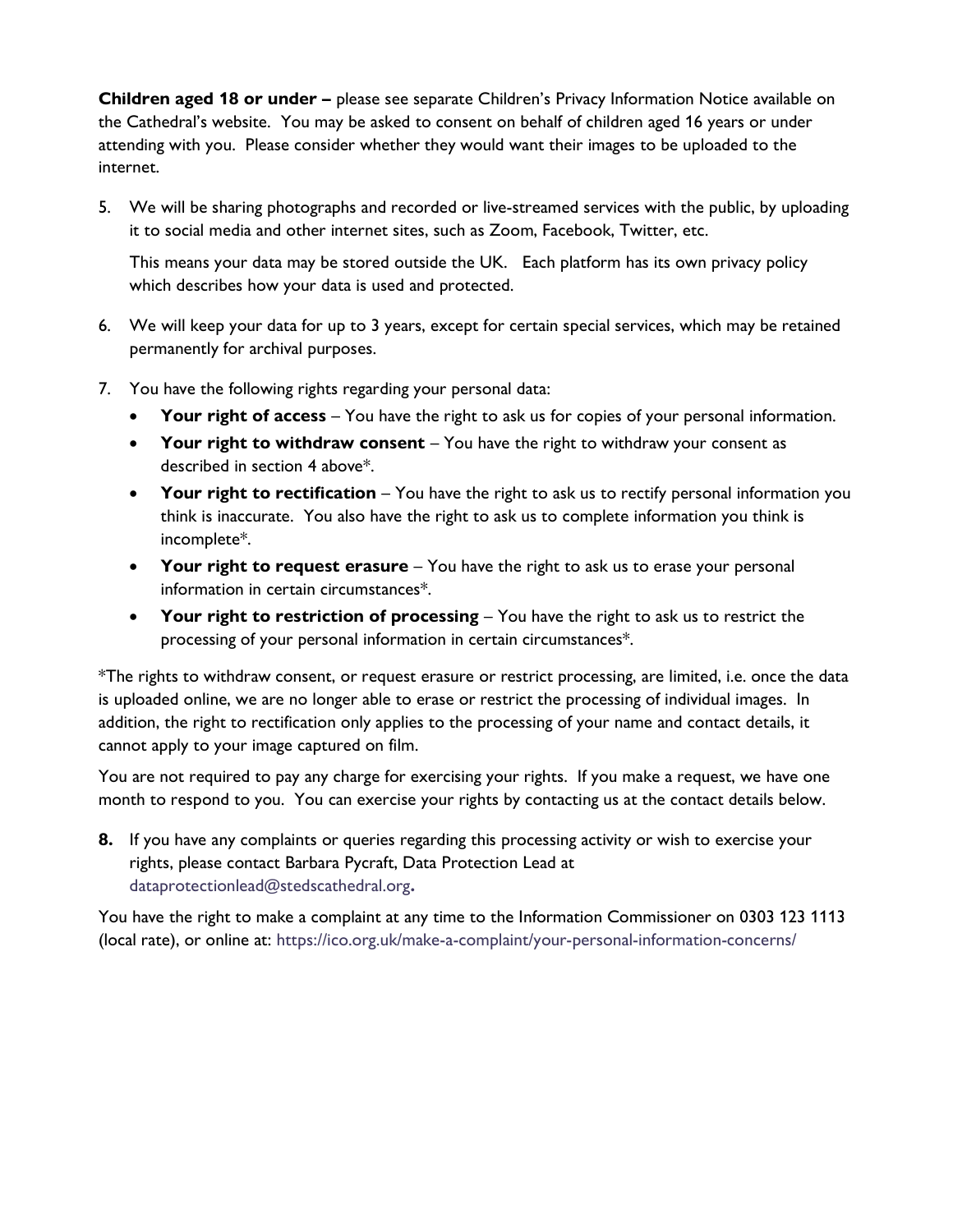**Children aged 18 or under –** please see separate Children's Privacy Information Notice available on the Cathedral's website. You may be asked to consent on behalf of children aged 16 years or under attending with you. Please consider whether they would want their images to be uploaded to the internet.

5. We will be sharing photographs and recorded or live-streamed services with the public, by uploading it to social media and other internet sites, such as Zoom, Facebook, Twitter, etc.

   This means your data may be stored outside the UK. Each platform has its own privacy policy which describes how your data is used and protected.

6. We will keep your data for up to 3 years, except for certain special services, which may be retained permanently for archival purposes.

7. You have the following rights regarding your personal data:
   - **Your right of access** – You have the right to ask us for copies of your personal information.
   - **Your right to withdraw consent** – You have the right to withdraw your consent as described in section 4 above*.
   - **Your right to rectification** – You have the right to ask us to rectify personal information you think is inaccurate. You also have the right to ask us to complete information you think is incomplete*.
   - **Your right to request erasure** – You have the right to ask us to erase your personal information in certain circumstances*.
   - **Your right to restriction of processing** – You have the right to ask us to restrict the processing of your personal information in certain circumstances*.

*The rights to withdraw consent, or request erasure or restrict processing, are limited, i.e. once the data is uploaded online, we are no longer able to erase or restrict the processing of individual images. In addition, the right to rectification only applies to the processing of your name and contact details, it cannot apply to your image captured on film.

You are not required to pay any charge for exercising your rights. If you make a request, we have one month to respond to you. You can exercise your rights by contacting us at the contact details below.

8. If you have any complaints or queries regarding this processing activity or wish to exercise your rights, please contact Barbara Pycraft, Data Protection Lead at dataprotectionlead@stedscathedral.org**.**

You have the right to make a complaint at any time to the Information Commissioner on 0303 123 1113 (local rate), or online at: https://ico.org.uk/make-a-complaint/your-personal-information-concerns/